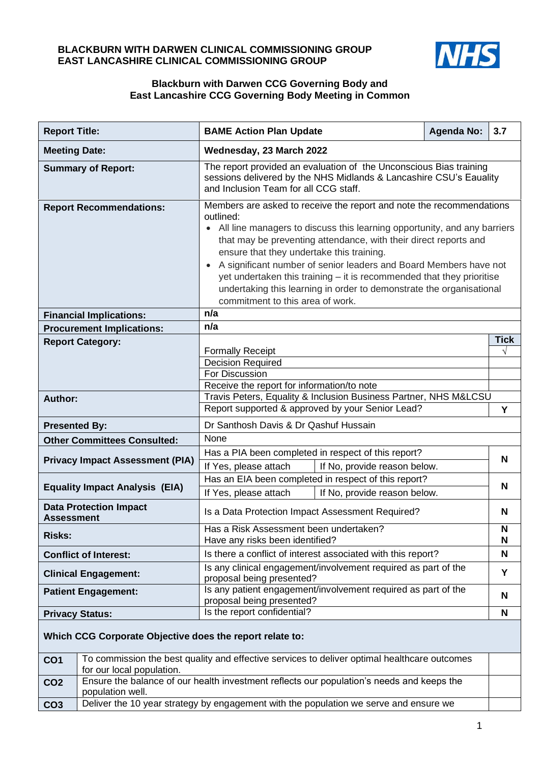**BLACKBURN WITH DARWEN CLINICAL COMMISSIONING GROUP**
**EAST LANCASHIRE CLINICAL COMMISSIONING GROUP**

NHS

**Blackburn with Darwen CCG Governing Body and East Lancashire CCG Governing Body Meeting in Common**

| **Report Title:** | **BAME Action Plan Update** | | **Agenda No:** | **3.7** |
|---|---|---|---|---|
| **Meeting Date:** | **Wednesday, 23 March 2022** | | | |
| **Summary of Report:** | The report provided an evaluation of the Unconscious Bias training sessions delivered by the NHS Midlands & Lancashire CSU's Eauality and Inclusion Team for all CCG staff. | | | |
| **Report Recommendations:** | Members are asked to receive the report and note the recommendations outlined:<br>• All line managers to discuss this learning opportunity, and any barriers that may be preventing attendance, with their direct reports and ensure that they undertake this training.<br>• A significant number of senior leaders and Board Members have not yet undertaken this training – it is recommended that they prioritise undertaking this learning in order to demonstrate the organisational commitment to this area of work. | | | |
| **Financial Implications:** | **n/a** | | | |
| **Procurement Implications:** | **n/a** | | | |
| **Report Category:** | | | | **Tick** |
| | Formally Receipt | | | √ |
| | Decision Required | | | |
| | For Discussion | | | |
| | Receive the report for information/to note | | | |
| **Author:** | Travis Peters, Equality & Inclusion Business Partner, NHS M&LCSU | | | |
| | Report supported & approved by your Senior Lead? | | | **Y** |
| **Presented By:** | Dr Santhosh Davis & Dr Qashuf Hussain | | | |
| **Other Committees Consulted:** | None | | | |
| **Privacy Impact Assessment (PIA)** | Has a PIA been completed in respect of this report? | | | **N** |
| | If Yes, please attach | If No, provide reason below. | | |
| **Equality Impact Analysis (EIA)** | Has an EIA been completed in respect of this report? | | | **N** |
| | If Yes, please attach | If No, provide reason below. | | |
| **Data Protection Impact Assessment** | Is a Data Protection Impact Assessment Required? | | | **N** |
| **Risks:** | Has a Risk Assessment been undertaken?<br>Have any risks been identified? | | | **N**<br>**N** |
| **Conflict of Interest:** | Is there a conflict of interest associated with this report? | | | **N** |
| **Clinical Engagement:** | Is any clinical engagement/involvement required as part of the proposal being presented? | | | **Y** |
| **Patient Engagement:** | Is any patient engagement/involvement required as part of the proposal being presented? | | | **N** |
| **Privacy Status:** | Is the report confidential? | | | **N** |

**Which CCG Corporate Objective does the report relate to:**

| | | |
|---|---|---|
| **CO1** | To commission the best quality and effective services to deliver optimal healthcare outcomes for our local population. | |
| **CO2** | Ensure the balance of our health investment reflects our population's needs and keeps the population well. | |
| **CO3** | Deliver the 10 year strategy by engagement with the population we serve and ensure we | |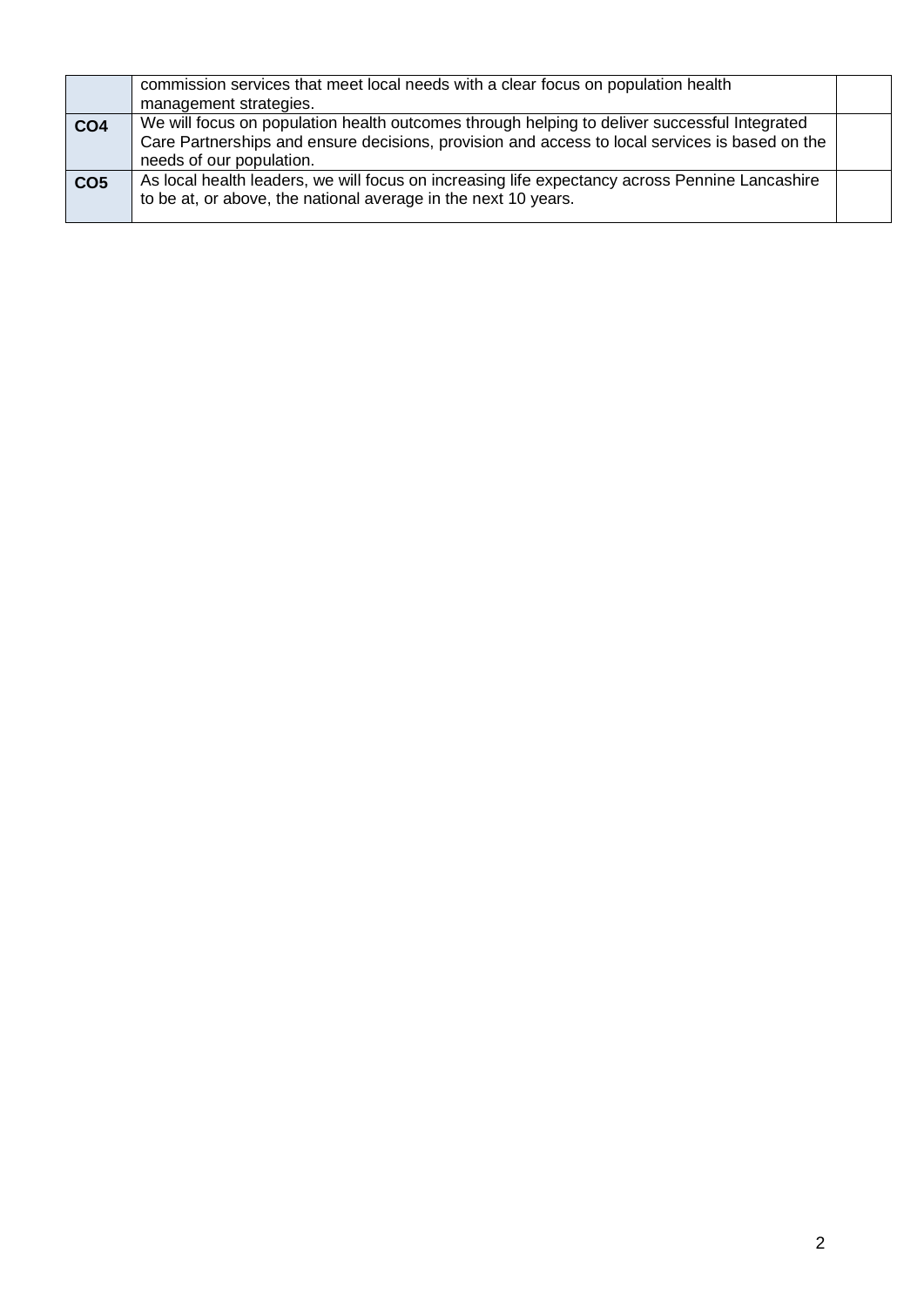| | | |
|---|---|---|
| | commission services that meet local needs with a clear focus on population health management strategies. | |
| **CO4** | We will focus on population health outcomes through helping to deliver successful Integrated Care Partnerships and ensure decisions, provision and access to local services is based on the needs of our population. | |
| **CO5** | As local health leaders, we will focus on increasing life expectancy across Pennine Lancashire to be at, or above, the national average in the next 10 years. | |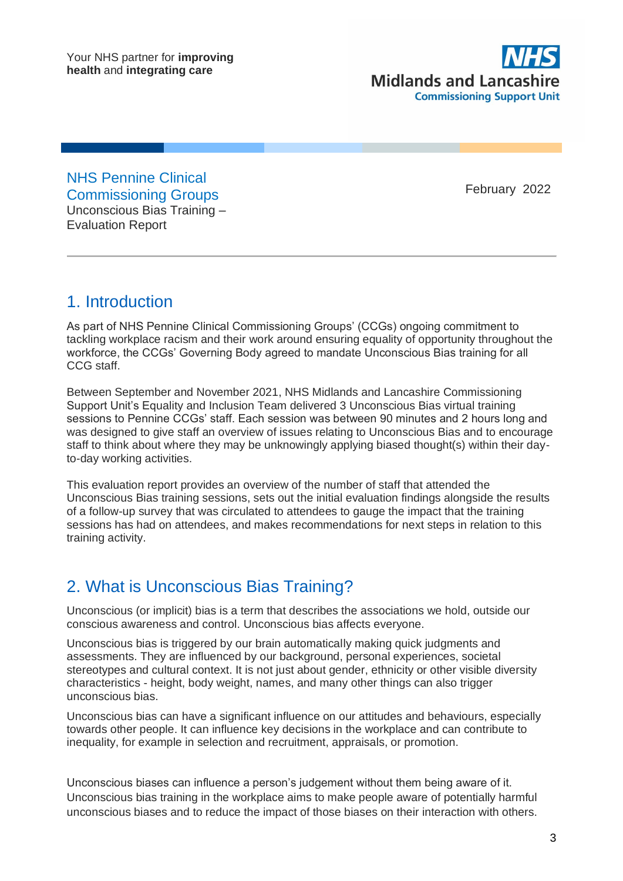Your NHS partner for **improving health** and **integrating care**

NHS Midlands and Lancashire Commissioning Support Unit

NHS Pennine Clinical Commissioning Groups
Unconscious Bias Training – Evaluation Report

February 2022

## 1. Introduction

As part of NHS Pennine Clinical Commissioning Groups' (CCGs) ongoing commitment to tackling workplace racism and their work around ensuring equality of opportunity throughout the workforce, the CCGs' Governing Body agreed to mandate Unconscious Bias training for all CCG staff.

Between September and November 2021, NHS Midlands and Lancashire Commissioning Support Unit's Equality and Inclusion Team delivered 3 Unconscious Bias virtual training sessions to Pennine CCGs' staff. Each session was between 90 minutes and 2 hours long and was designed to give staff an overview of issues relating to Unconscious Bias and to encourage staff to think about where they may be unknowingly applying biased thought(s) within their day-to-day working activities.

This evaluation report provides an overview of the number of staff that attended the Unconscious Bias training sessions, sets out the initial evaluation findings alongside the results of a follow-up survey that was circulated to attendees to gauge the impact that the training sessions has had on attendees, and makes recommendations for next steps in relation to this training activity.

## 2. What is Unconscious Bias Training?

Unconscious (or implicit) bias is a term that describes the associations we hold, outside our conscious awareness and control. Unconscious bias affects everyone.

Unconscious bias is triggered by our brain automatically making quick judgments and assessments. They are influenced by our background, personal experiences, societal stereotypes and cultural context. It is not just about gender, ethnicity or other visible diversity characteristics - height, body weight, names, and many other things can also trigger unconscious bias.

Unconscious bias can have a significant influence on our attitudes and behaviours, especially towards other people. It can influence key decisions in the workplace and can contribute to inequality, for example in selection and recruitment, appraisals, or promotion.

Unconscious biases can influence a person's judgement without them being aware of it. Unconscious bias training in the workplace aims to make people aware of potentially harmful unconscious biases and to reduce the impact of those biases on their interaction with others.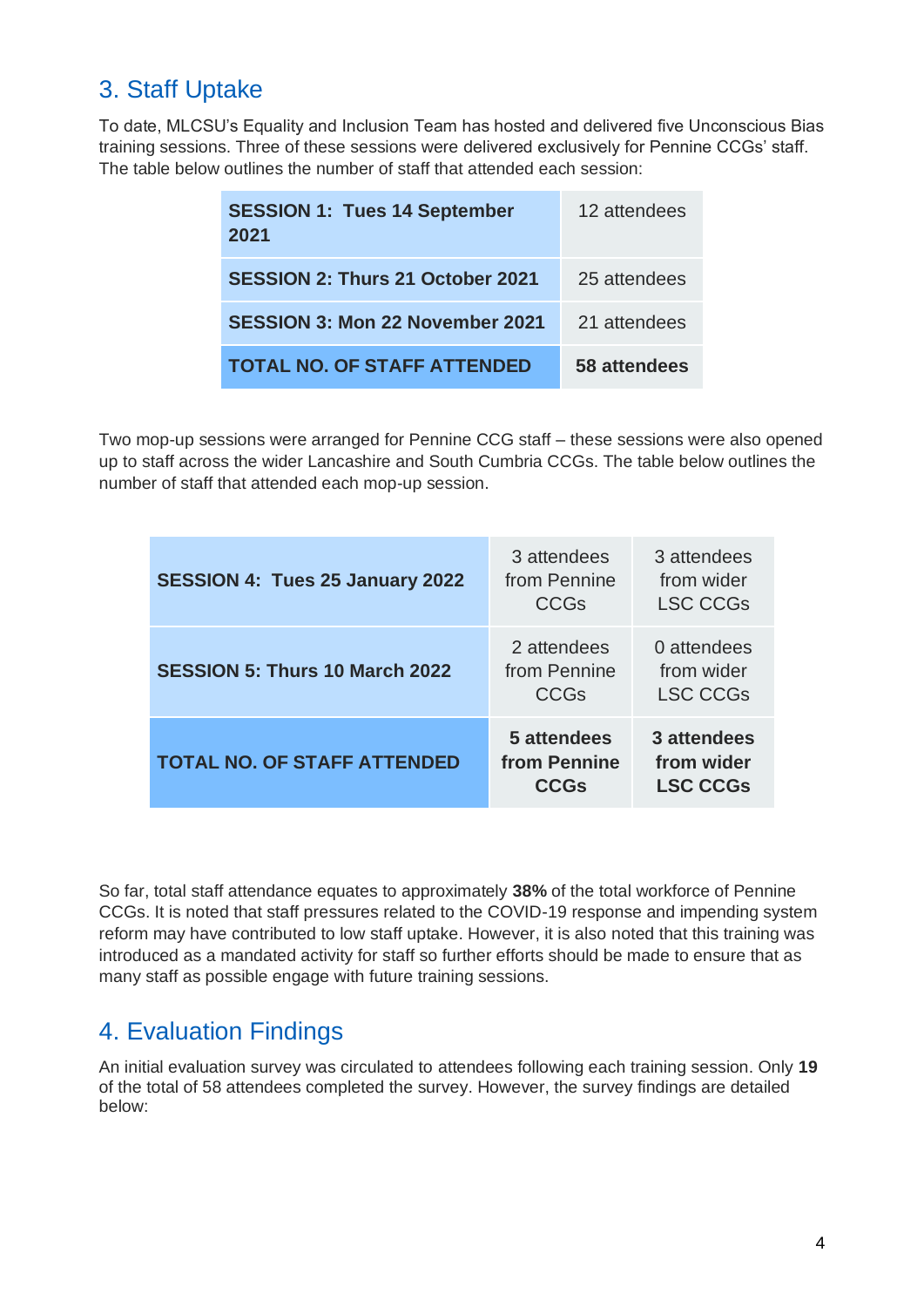## 3. Staff Uptake

To date, MLCSU's Equality and Inclusion Team has hosted and delivered five Unconscious Bias training sessions. Three of these sessions were delivered exclusively for Pennine CCGs' staff. The table below outlines the number of staff that attended each session:

| | |
|---|---|
| **SESSION 1: Tues 14 September 2021** | 12 attendees |
| **SESSION 2: Thurs 21 October 2021** | 25 attendees |
| **SESSION 3: Mon 22 November 2021** | 21 attendees |
| **TOTAL NO. OF STAFF ATTENDED** | **58 attendees** |

Two mop-up sessions were arranged for Pennine CCG staff – these sessions were also opened up to staff across the wider Lancashire and South Cumbria CCGs. The table below outlines the number of staff that attended each mop-up session.

| | | |
|---|---|---|
| **SESSION 4: Tues 25 January 2022** | 3 attendees from Pennine CCGs | 3 attendees from wider LSC CCGs |
| **SESSION 5: Thurs 10 March 2022** | 2 attendees from Pennine CCGs | 0 attendees from wider LSC CCGs |
| **TOTAL NO. OF STAFF ATTENDED** | **5 attendees from Pennine CCGs** | **3 attendees from wider LSC CCGs** |

So far, total staff attendance equates to approximately **38%** of the total workforce of Pennine CCGs. It is noted that staff pressures related to the COVID-19 response and impending system reform may have contributed to low staff uptake. However, it is also noted that this training was introduced as a mandated activity for staff so further efforts should be made to ensure that as many staff as possible engage with future training sessions.

## 4. Evaluation Findings

An initial evaluation survey was circulated to attendees following each training session. Only **19** of the total of 58 attendees completed the survey. However, the survey findings are detailed below: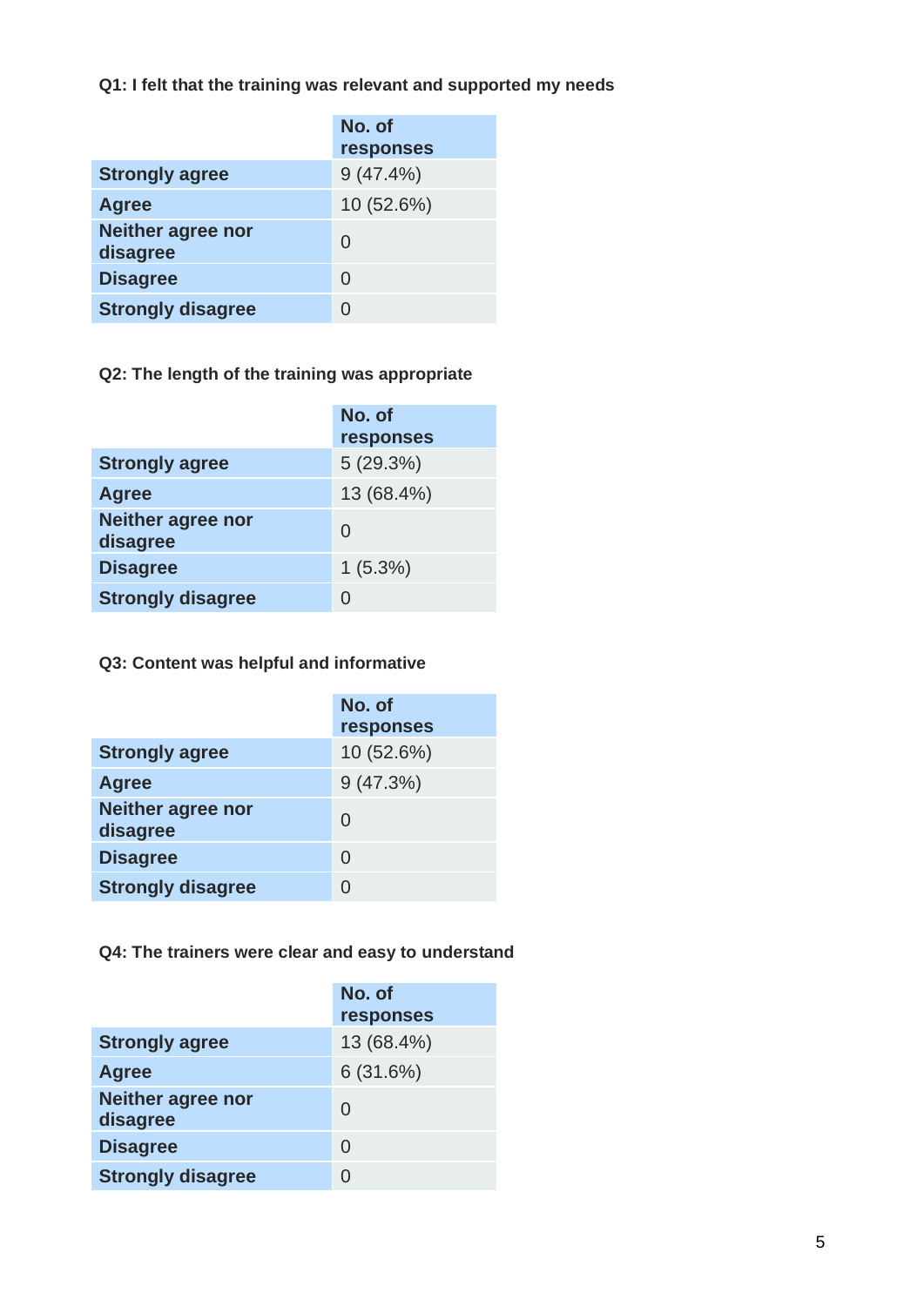**Q1: I felt that the training was relevant and supported my needs**

| | No. of responses |
|---|---|
| **Strongly agree** | 9 (47.4%) |
| **Agree** | 10 (52.6%) |
| **Neither agree nor disagree** | 0 |
| **Disagree** | 0 |
| **Strongly disagree** | 0 |

**Q2: The length of the training was appropriate**

| | No. of responses |
|---|---|
| **Strongly agree** | 5 (29.3%) |
| **Agree** | 13 (68.4%) |
| **Neither agree nor disagree** | 0 |
| **Disagree** | 1 (5.3%) |
| **Strongly disagree** | 0 |

**Q3: Content was helpful and informative**

| | No. of responses |
|---|---|
| **Strongly agree** | 10 (52.6%) |
| **Agree** | 9 (47.3%) |
| **Neither agree nor disagree** | 0 |
| **Disagree** | 0 |
| **Strongly disagree** | 0 |

**Q4: The trainers were clear and easy to understand**

| | No. of responses |
|---|---|
| **Strongly agree** | 13 (68.4%) |
| **Agree** | 6 (31.6%) |
| **Neither agree nor disagree** | 0 |
| **Disagree** | 0 |
| **Strongly disagree** | 0 |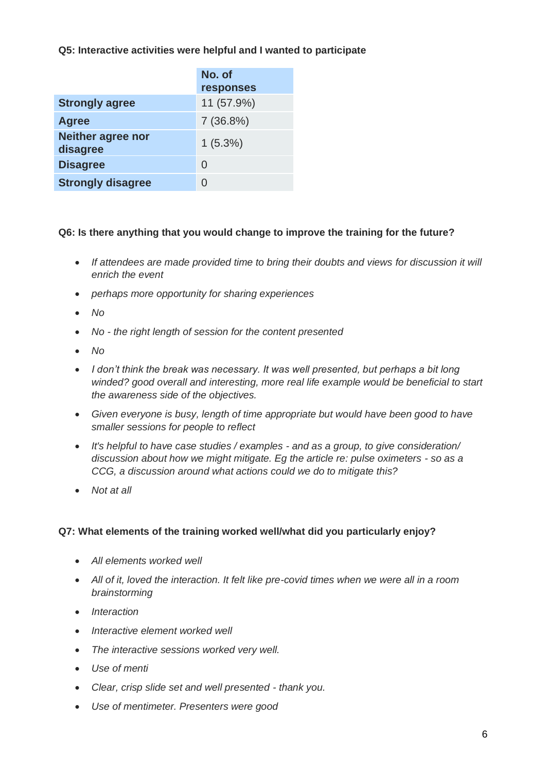**Q5: Interactive activities were helpful and I wanted to participate**

| | No. of responses |
|---|---|
| **Strongly agree** | 11 (57.9%) |
| **Agree** | 7 (36.8%) |
| **Neither agree nor disagree** | 1 (5.3%) |
| **Disagree** | 0 |
| **Strongly disagree** | 0 |

**Q6: Is there anything that you would change to improve the training for the future?**

- *If attendees are made provided time to bring their doubts and views for discussion it will enrich the event*
- *perhaps more opportunity for sharing experiences*
- *No*
- *No - the right length of session for the content presented*
- *No*
- *I don't think the break was necessary. It was well presented, but perhaps a bit long winded? good overall and interesting, more real life example would be beneficial to start the awareness side of the objectives.*
- *Given everyone is busy, length of time appropriate but would have been good to have smaller sessions for people to reflect*
- *It's helpful to have case studies / examples - and as a group, to give consideration/ discussion about how we might mitigate. Eg the article re: pulse oximeters - so as a CCG, a discussion around what actions could we do to mitigate this?*
- *Not at all*

**Q7: What elements of the training worked well/what did you particularly enjoy?**

- *All elements worked well*
- *All of it, loved the interaction. It felt like pre-covid times when we were all in a room brainstorming*
- *Interaction*
- *Interactive element worked well*
- *The interactive sessions worked very well.*
- *Use of menti*
- *Clear, crisp slide set and well presented - thank you.*
- *Use of mentimeter. Presenters were good*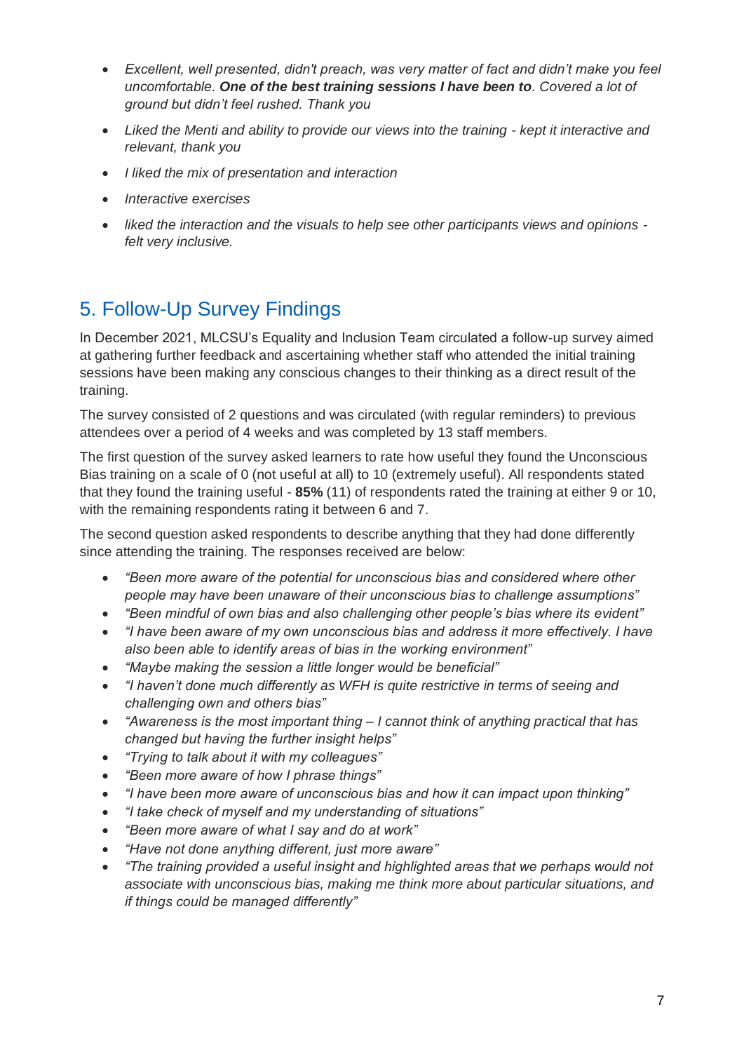- *Excellent, well presented, didn't preach, was very matter of fact and didn't make you feel uncomfortable. **One of the best training sessions I have been to**. Covered a lot of ground but didn't feel rushed. Thank you*
- *Liked the Menti and ability to provide our views into the training - kept it interactive and relevant, thank you*
- *I liked the mix of presentation and interaction*
- *Interactive exercises*
- *liked the interaction and the visuals to help see other participants views and opinions - felt very inclusive.*

## 5. Follow-Up Survey Findings

In December 2021, MLCSU's Equality and Inclusion Team circulated a follow-up survey aimed at gathering further feedback and ascertaining whether staff who attended the initial training sessions have been making any conscious changes to their thinking as a direct result of the training.

The survey consisted of 2 questions and was circulated (with regular reminders) to previous attendees over a period of 4 weeks and was completed by 13 staff members.

The first question of the survey asked learners to rate how useful they found the Unconscious Bias training on a scale of 0 (not useful at all) to 10 (extremely useful). All respondents stated that they found the training useful - **85%** (11) of respondents rated the training at either 9 or 10, with the remaining respondents rating it between 6 and 7.

The second question asked respondents to describe anything that they had done differently since attending the training. The responses received are below:

- *"Been more aware of the potential for unconscious bias and considered where other people may have been unaware of their unconscious bias to challenge assumptions"*
- *"Been mindful of own bias and also challenging other people's bias where its evident"*
- *"I have been aware of my own unconscious bias and address it more effectively. I have also been able to identify areas of bias in the working environment"*
- *"Maybe making the session a little longer would be beneficial"*
- *"I haven't done much differently as WFH is quite restrictive in terms of seeing and challenging own and others bias"*
- *"Awareness is the most important thing – I cannot think of anything practical that has changed but having the further insight helps"*
- *"Trying to talk about it with my colleagues"*
- *"Been more aware of how I phrase things"*
- *"I have been more aware of unconscious bias and how it can impact upon thinking"*
- *"I take check of myself and my understanding of situations"*
- *"Been more aware of what I say and do at work"*
- *"Have not done anything different, just more aware"*
- *"The training provided a useful insight and highlighted areas that we perhaps would not associate with unconscious bias, making me think more about particular situations, and if things could be managed differently"*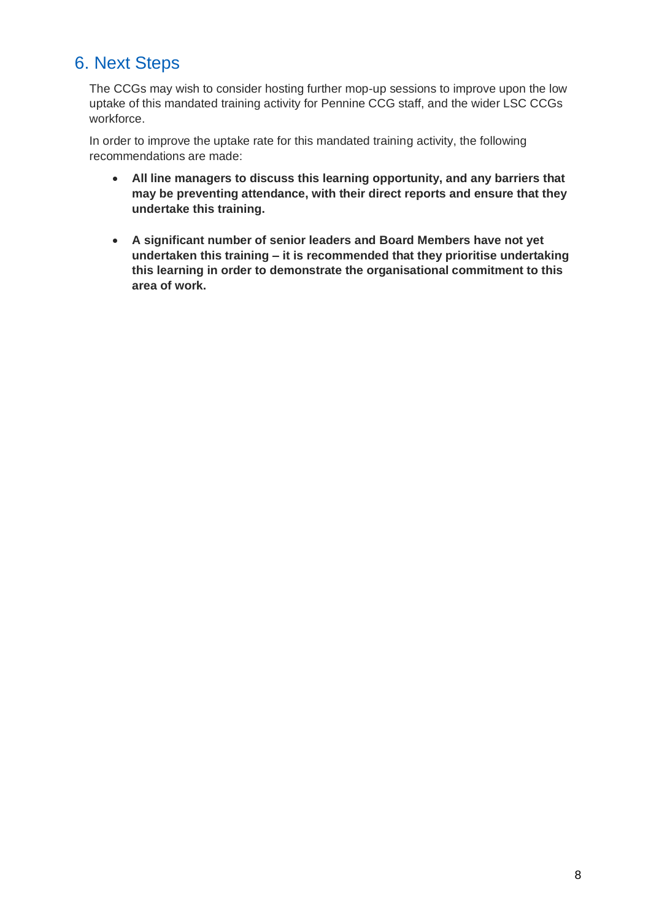## 6. Next Steps

The CCGs may wish to consider hosting further mop-up sessions to improve upon the low uptake of this mandated training activity for Pennine CCG staff, and the wider LSC CCGs workforce.

In order to improve the uptake rate for this mandated training activity, the following recommendations are made:

- **All line managers to discuss this learning opportunity, and any barriers that may be preventing attendance, with their direct reports and ensure that they undertake this training.**

- **A significant number of senior leaders and Board Members have not yet undertaken this training – it is recommended that they prioritise undertaking this learning in order to demonstrate the organisational commitment to this area of work.**